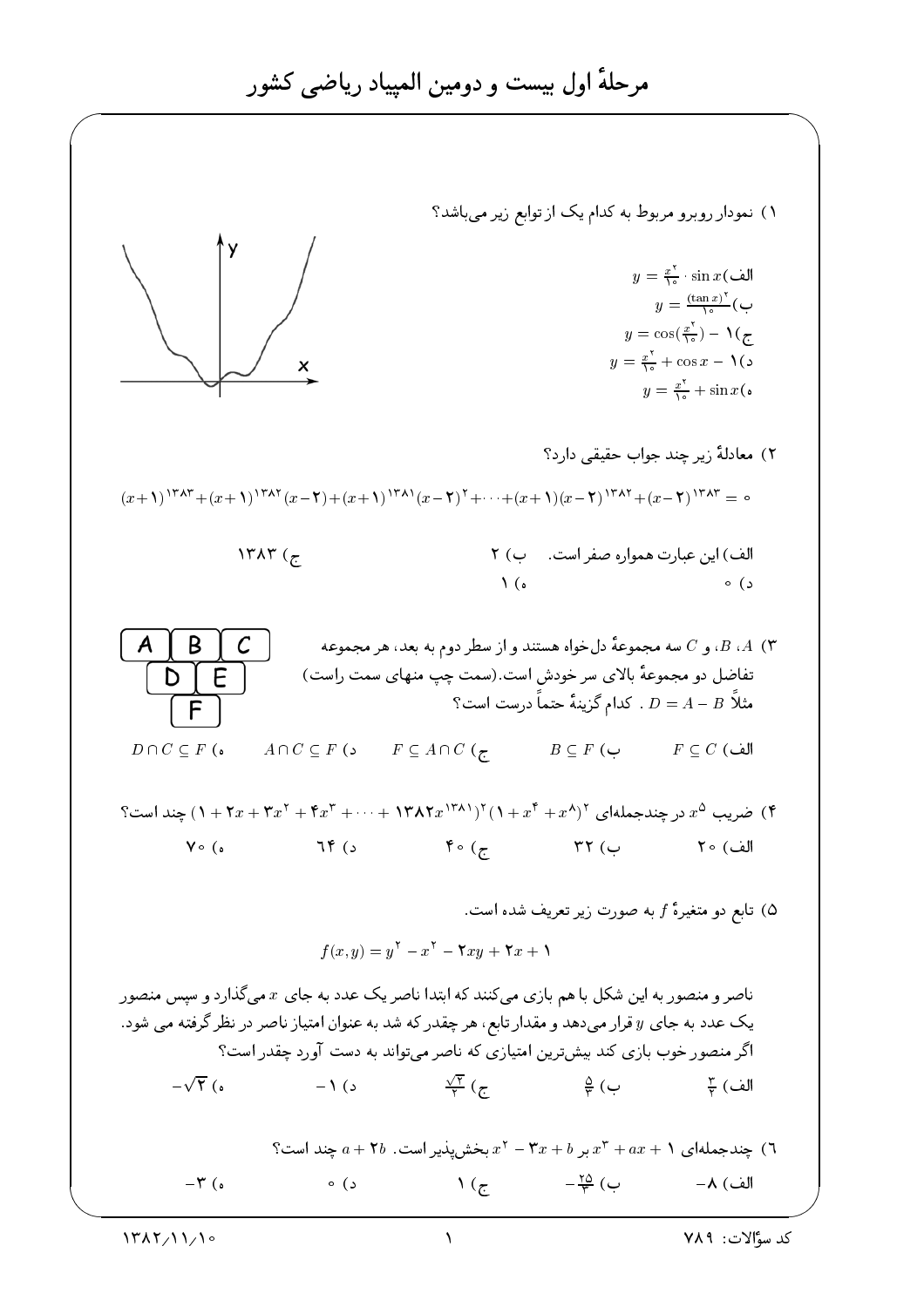# مرحلهٔ اول بیست و دومین المپیاد ریاضی کشور

۱) نمودار روبرو مربوط به کدام یک از توابع زیر می‌باشد؟

الف) $y = \frac{x^2}{10} \cdot \sin x$

ب) $y = \frac{(\tan x)^2}{10}$

ج) $y = \cos(\frac{x^2}{10}) - 1$

د) $y = \frac{x^2}{10} + \cos x - 1$

ه) $y = \frac{x^2}{10} + \sin x$

۲) معادلهٔ زیر چند جواب حقیقی دارد؟

$$(x+1)^{1383} + (x+1)^{1382}(x-2) + (x+1)^{1381}(x-2)^2 + \cdots + (x+1)(x-2)^{1382} + (x-2)^{1383} = 0$$

الف) این عبارت همواره صفر است. ب) ۲ ج) ۱۳۸۳ د) ۰ ه) ۱

۳) $A$، $B$، و $C$ سه مجموعهٔ دل‌خواه هستند و از سطر دوم به بعد، هر مجموعه تفاضل دو مجموعهٔ بالای سر خودش است. (سمت چپ منهای سمت راست) مثلاً $D = A - B$ . کدام گزینهٔ حتماً درست است؟

| A | B | C |
|---|---|---|
| D | E | |
| F | | |

الف) $F \subseteq C$ ب) $B \subseteq F$ ج) $F \subseteq A \cap C$ د) $A \cap C \subseteq F$ ه) $D \cap C \subseteq F$

۴) ضریب $x^5$ در چندجمله‌ای $(x^8 + x^4 + 1)^2(1382x^{1381} + \cdots + 4x^3 + 3x^2 + 2x + 1)^2$ چند است؟

الف) ۲۰ ب) ۳۲ ج) ۴۰ د) ۶۴ ه) ۷۰

۵) تابع دو متغیرهٔ $f$ به صورت زیر تعریف شده است.

$$f(x,y) = y^2 - x^2 - 2xy + 2x + 1$$

ناصر و منصور به این شکل با هم بازی می‌کنند که ابتدا ناصر یک عدد به جای $x$ می‌گذارد و سپس منصور یک عدد به جای $y$ قرار می‌دهد و مقدار تابع، هر چقدر که شد به عنوان امتیاز ناصر در نظر گرفته می شود. اگر منصور خوب بازی کند بیش‌ترین امتیازی که ناصر می‌تواند به دست آورد چقدر است؟

الف) $\frac{3}{2}$ ب) $\frac{5}{4}$ ج) $\frac{\sqrt{3}}{2}$ د) $-1$ ه) $-\sqrt{2}$

۶) چندجمله‌ای $x^3 + ax + 1$ بر $x^2 - 3x + b$ بخش‌پذیر است. $a + 2b$ چند است؟

الف) $-8$ ب) $-\frac{25}{4}$ ج) ۱ د) ۰ ه) $-3$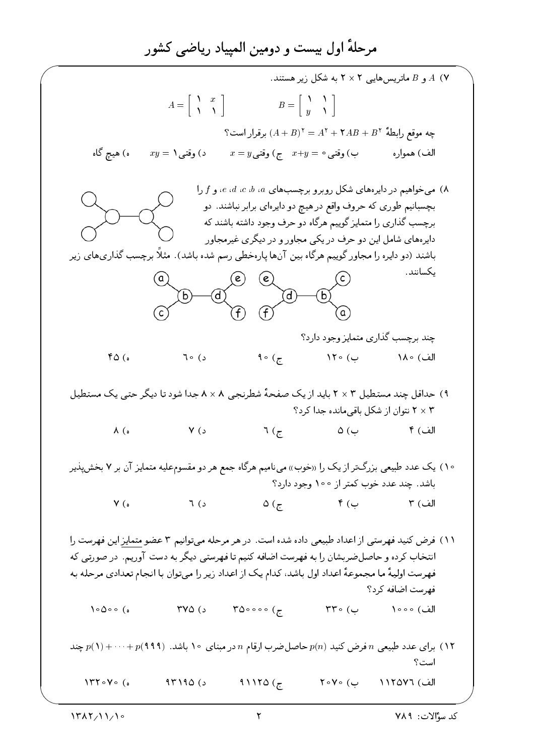۷) $A$ و $B$ ماتریس‌هایی $2 \times 2$ به شکل زیر هستند.

$$A = \begin{bmatrix} 1 & x \\ 1 & 1 \end{bmatrix} \qquad B = \begin{bmatrix} 1 & 1 \\ y & 1 \end{bmatrix}$$

چه موقع رابطهٔ $(A+B)^2 = A^2 + 2AB + B^2$ برقرار است؟

الف) همواره  ب) وقتی $x+y=0$  ج) وقتی $x=y$  د) وقتی $xy=1$  ه) هیچ گاه

۸) می‌خواهیم در دایره‌های شکل روبرو برچسب‌های $a$، $b$، $c$، $d$، $e$ و $f$ را بچسبانیم طوری که حروف واقع در هیچ دو دایره‌ای برابر نباشند. دو برچسب گذاری را متمایز گوییم هرگاه دو حرف وجود داشته باشند که دایره‌های شامل این دو حرف در یکی مجاور و در دیگری غیرمجاور باشند (دو دایره را مجاور گوییم هرگاه بین آن‌ها پاره‌خطی رسم شده باشد). مثلاً برچسب گذاری‌های زیر یکسانند.

چند برچسب گذاری متمایز وجود دارد؟

الف) ۱۸۰  ب) ۱۲۰  ج) ۹۰  د) ۶۰  ه) ۴۵

۹) حداقل چند مستطیل $3 \times 2$ باید از یک صفحهٔ شطرنجی $8 \times 8$ جدا شود تا دیگر حتی یک مستطیل $3 \times 2$ نتوان از شکل باقی‌مانده جدا کرد؟

الف) ۴  ب) ۵  ج) ۶  د) ۷  ه) ۸

۱۰) یک عدد طبیعی بزرگ‌تر از یک را «خوب» می‌نامیم هرگاه جمع هر دو مقسوم‌علیه متمایز آن بر ۷ بخش‌پذیر باشد. چند عدد خوب کمتر از ۱۰۰ وجود دارد؟

الف) ۳  ب) ۴  ج) ۵  د) ۶  ه) ۷

۱۱) فرض کنید فهرستی از اعداد طبیعی داده شده است. در هر مرحله می‌توانیم ۳ عضو متمایز این فهرست را انتخاب کرده و حاصل‌ضربشان را به فهرست اضافه کنیم تا فهرستی دیگر به دست آوریم. در صورتی که فهرست اولیهٔ ما مجموعهٔ اعداد اول باشد، کدام یک از اعداد زیر را می‌توان با انجام تعدادی مرحله به فهرست اضافه کرد؟

الف) ۱۰۰۰  ب) ۳۳۰  ج) ۳۵۰۰۰۰  د) ۳۷۵  ه) ۱۰۵۰۰

۱۲) برای عدد طبیعی $n$ فرض کنید $p(n)$ حاصل‌ضرب ارقام $n$ در مبنای ۱۰ باشد. $p(1) + \cdots + p(999)$ چند است؟

الف) ۱۱۲۵۷۶  ب) ۲۰۷۰  ج) ۹۱۱۲۵  د) ۹۳۱۹۵  ه) ۱۳۲۰۷۰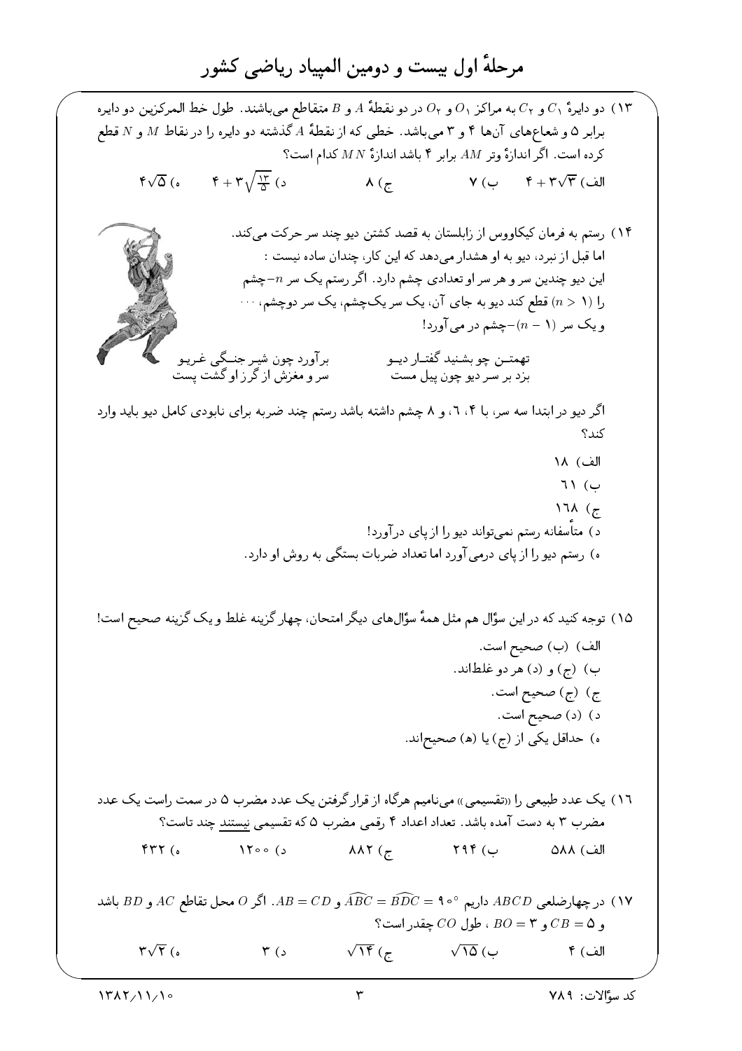# مرحلهٔ اول بیست و دومین المپیاد ریاضی کشور

۱۳) دو دایرهٔ $C_1$ و $C_2$ به مراکز $O_1$ و $O_2$ در دو نقطهٔ $A$ و $B$ متقاطع می‌باشند. طول خط المرکزین دو دایره برابر ۵ و شعاع‌های آن‌ها ۴ و ۳ می‌باشد. خطی که از نقطهٔ $A$ گذشته دو دایره را در نقاط $M$ و $N$ قطع کرده است. اگر اندازهٔ وتر $AM$ برابر ۴ باشد اندازهٔ $MN$ کدام است؟

الف) $4+3\sqrt{3}$ ب) ۷ ج) ۸ د) $4+3\sqrt{\frac{13}{5}}$ ه) $4\sqrt{5}$

۱۴) رستم به فرمان کیکاووس از زابلستان به قصد کشتن دیو چند سر حرکت می‌کند. اما قبل از نبرد، دیو به او هشدار می‌دهد که این کار، چندان ساده نیست : این دیو چندین سر و هر سر او تعدادی چشم دارد. اگر رستم یک سر $n$–چشم را ($n > 1$) قطع کند دیو به جای آن، یک سر یک‌چشم، یک سر دوچشم، … و یک سر ($n-1$)–چشم در می‌آورد!

تهمتن چو بشنید گفتار دیو — برآورد چون شیر جنگی غریو
بزد بر سر دیو چون پیل مست — سر و مغزش از گرز او گشت پست

اگر دیو در ابتدا سه سر، با ۴، ٦، و ۸ چشم داشته باشد رستم چند ضربه برای نابودی کامل دیو باید وارد کند؟

الف) ۱۸
ب) ٦۱
ج) ۱٦۸
د) متأسفانه رستم نمی‌تواند دیو را از پای درآورد!
ه) رستم دیو را از پای درمی‌آورد اما تعداد ضربات بستگی به روش او دارد.

۱۵) توجه کنید که در این سؤال هم مثل همهٔ سؤال‌های دیگر امتحان، چهار گزینه غلط و یک گزینه صحیح است!

الف) (ب) صحیح است.
ب) (ج) و (د) هر دو غلط‌اند.
ج) (ج) صحیح است.
د) (د) صحیح است.
ه) حداقل یکی از (ج) یا (ه) صحیح‌اند.

۱٦) یک عدد طبیعی را «تقسیمی» می‌نامیم هرگاه از قرارگرفتن یک عدد مضرب ۵ در سمت راست یک عدد مضرب ۳ به دست آمده باشد. تعداد اعداد ۴ رقمی مضرب ۵ که تقسیمی نیستند چند تاست؟

الف) ۵۸۸ ب) ۲۹۴ ج) ۸۸۲ د) ۱۲۰۰ ه) ۴۳۲

۱۷) در چهارضلعی $ABCD$ داریم $\widehat{ABC} = \widehat{BDC} = 90^\circ$ و $AB = CD$. اگر $O$ محل تقاطع $AC$ و $BD$ باشد و $CB = 5$ و $BO = 3$ ، طول $CO$ چقدر است؟

الف) ۴ ب) $\sqrt{15}$ ج) $\sqrt{14}$ د) ۳ ه) $3\sqrt{2}$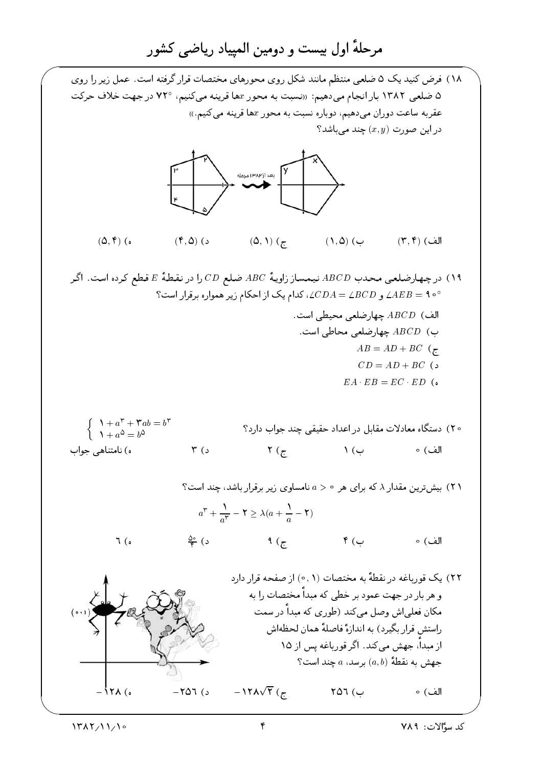# مرحلهٔ اول بیست و دومین المپیاد ریاضی کشور

۱۸) فرض کنید یک ۵ ضلعی منتظم مانند شکل روی محورهای مختصات قرار گرفته است. عمل زیر را روی ۵ ضلعی ۱۳۸۲ بار انجام می‌دهیم: «نسبت به محور $x$ها قرینه می‌کنیم، ۷۲° در جهت خلاف حرکت عقربه ساعت دوران می‌دهیم، دوباره نسبت به محور $x$ها قرینه می‌کنیم.»

در این صورت $(x,y)$ چند می‌باشد؟

الف) $(۳,۴)$ ب) $(۱,۵)$ ج) $(۵,۱)$ د) $(۴,۵)$ ه) $(۵,۴)$

۱۹) در چهارضلعی محدب $ABCD$ نیمساز زاویهٔ $ABC$ ضلع $CD$ را در نقطهٔ $E$ قطع کرده است. اگر $\angle AEB = ۹۰^\circ$ و $\angle CDA = \angle BCD$، کدام یک از احکام زیر همواره برقرار است؟

الف) $ABCD$ چهارضلعی محیطی است.

ب) $ABCD$ چهارضلعی محاطی است.

ج) $AB = AD + BC$

د) $CD = AD + BC$

ه) $EA \cdot EB = EC \cdot ED$

۲۰) دستگاه معادلات مقابل در اعداد حقیقی چند جواب دارد؟

$$\begin{cases} ۱ + a^۳ + ۳ab = b^۳ \\ ۱ + a^۵ = b^۵ \end{cases}$$

الف) ۰ ب) ۱ ج) ۲ د) ۳ ه) نامتناهی جواب

۲۱) بیش‌ترین مقدار $\lambda$ که برای هر $a > ۰$ نامساوی زیر برقرار باشد، چند است؟

$$a^۳ + \frac{۱}{a^۳} - ۲ \geq \lambda(a + \frac{۱}{a} - ۲)$$

الف) ۰ ب) ۴ ج) ۹ د) $\frac{۵۰}{۳}$ ه) ۶

۲۲) یک قورباغه در نقطهٔ به مختصات $(۱,۰)$ از صفحه قرار دارد و هر بار در جهت عمود بر خطی که مبدأ مختصات را به مکان فعلی‌اش وصل می‌کند (طوری که مبدأ در سمت راستش قرار بگیرد) به اندازهٔ فاصلهٔ همان لحظه‌اش از مبدأ، جهش می‌کند. اگر قورباغه پس از ۱۵ جهش به نقطهٔ $(a,b)$ برسد، $a$ چند است؟

الف) ۰ ب) ۲۵۶ ج) $-۱۲۸\sqrt{۲}$ د) $-۲۵۶$ ه) $-۱۲۸$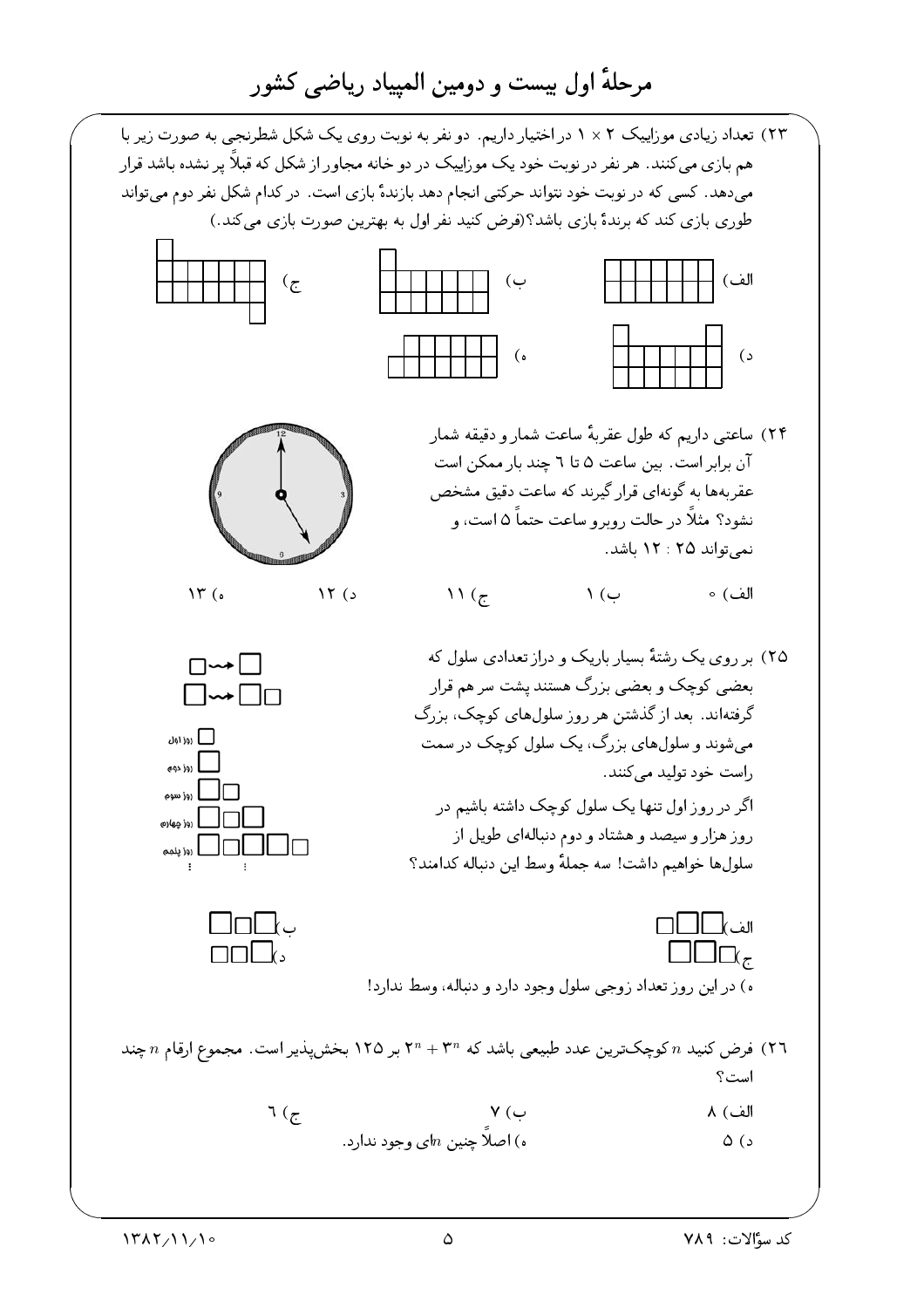# مرحلهٔ اول بیست و دومین المپیاد ریاضی کشور

۲۳) تعداد زیادی موزاییک ۲ × ۱ در اختیار داریم. دو نفر به نوبت روی یک شکل شطرنجی به صورت زیر با هم بازی می‌کنند. هر نفر در نوبت خود یک موزاییک در دو خانه مجاور از شکل که قبلاً پر نشده باشد قرار می‌دهد. کسی که در نوبت خود نتواند حرکتی انجام دهد بازندهٔ بازی است. در کدام شکل نفر دوم می‌تواند طوری بازی کند که برندهٔ بازی باشد؟(فرض کنید نفر اول به بهترین صورت بازی می‌کند.)

الف)　　　ب)　　　ج)　　　د)　　　ه)

۲۴) ساعتی داریم که طول عقربهٔ ساعت شمار و دقیقه شمار آن برابر است. بین ساعت ۵ تا ۶ چند بار ممکن است عقربه‌ها به گونه‌ای قرار گیرند که ساعت دقیق مشخص نشود؟ مثلاً در حالت روبرو ساعت حتماً ۵ است، و نمی‌تواند ۱۲ : ۲۵ باشد.

الف) ۰　　ب) ۱　　ج) ۱۱　　د) ۱۲　　ه) ۱۳

۲۵) بر روی یک رشتهٔ بسیار باریک و دراز تعدادی سلول که بعضی کوچک و بعضی بزرگ هستند پشت سر هم قرار گرفته‌اند. بعد از گذشتن هر روز سلول‌های کوچک، بزرگ می‌شوند و سلول‌های بزرگ، یک سلول کوچک در سمت راست خود تولید می‌کنند.

اگر در روز اول تنها یک سلول کوچک داشته باشیم در روز هزار و سیصد و هشتاد و دوم دنباله‌ای طویل از سلول‌ها خواهیم داشت! سه جملهٔ وسط این دنباله کدامند؟

روز اول، روز دوم، روز سوم، روز چهارم، روز پنجم، ...

الف)　　ب)　　ج)　　د)

ه) در این روز تعداد زوجی سلول وجود دارد و دنباله، وسط ندارد!

۲۶) فرض کنید $n$ کوچک‌ترین عدد طبیعی باشد که $3^n + 2^n$ بر ۱۲۵ بخش‌پذیر است. مجموع ارقام $n$ چند است؟

الف) ۸　　ب) ۷　　ج) ۶

د) ۵　　ه) اصلاً چنین $n$ای وجود ندارد.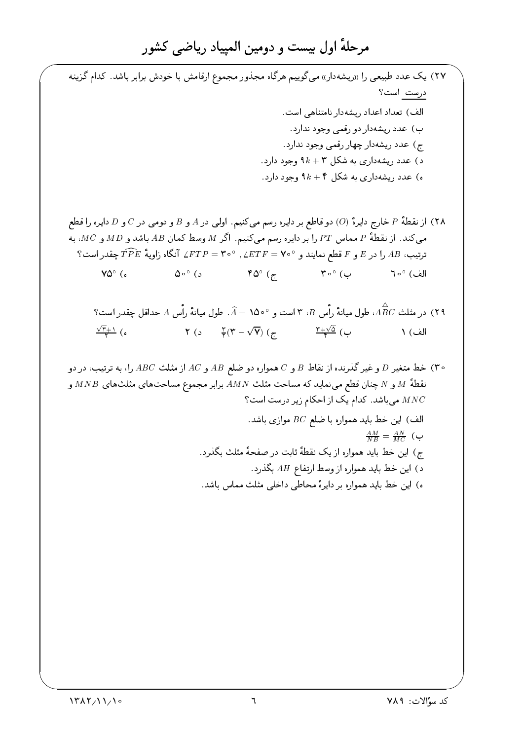# مرحلهٔ اول بیست و دومین المپیاد ریاضی کشور

۲۷) یک عدد طبیعی را «ریشه‌دار» می‌گوییم هرگاه مجذور مجموع ارقامش با خودش برابر باشد. کدام گزینه درست است؟

الف) تعداد اعداد ریشه‌دار نامتناهی است.

ب) عدد ریشه‌دار دو رقمی وجود ندارد.

ج) عدد ریشه‌دار چهار رقمی وجود ندارد.

د) عدد ریشه‌داری به شکل $9k+3$ وجود دارد.

ه) عدد ریشه‌داری به شکل $9k+4$ وجود دارد.

۲۸) از نقطهٔ $P$ خارج دایرهٔ $(O)$ دو قاطع بر دایره رسم می‌کنیم. اولی در $A$ و $B$ و دومی در $C$ و $D$ دایره را قطع می‌کند. از نقطهٔ $P$ مماس $PT$ را بر دایره رسم می‌کنیم. اگر $M$ وسط کمان $AB$ باشد و $MD$ و $MC$، به ترتیب، $AB$ را در $E$ و $F$ قطع نمایند و $\angle ETF = 70°$ , $\angle FTP = 30°$ آنگاه زاویهٔ $\widehat{TPE}$ چقدر است؟

الف) $60°$ ب) $30°$ ج) $45°$ د) $50°$ ه) $75°$

۲۹) در مثلث $\overset{\triangle}{ABC}$، طول میانهٔ رأس $B$، ۳ است و $\widehat{A} = 150°$. طول میانهٔ رأس $A$ حداقل چقدر است؟

الف) ۱ ب) $\frac{3+\sqrt{5}}{4}$ ج) $\frac{3}{4}(3-\sqrt{7})$ د) ۲ ه) $\frac{\sqrt{3}+1}{4}$

۳۰) خط متغیر $D$ و غیر گذرنده از نقاط $B$ و $C$ همواره دو ضلع $AB$ و $AC$ از مثلث $ABC$ را، به ترتیب، در دو نقطهٔ $M$ و $N$ چنان قطع می‌نماید که مساحت مثلث $AMN$ برابر مجموع مساحت‌های مثلث‌های $MNB$ و $MNC$ می‌باشد. کدام یک از احکام زیر درست است؟

الف) این خط باید همواره با ضلع $BC$ موازی باشد.

ب) $\frac{AM}{NB} = \frac{AN}{MC}$

ج) این خط باید همواره از یک نقطهٔ ثابت در صفحهٔ مثلث بگذرد.

د) این خط باید همواره از وسط ارتفاع $AH$ بگذرد.

ه) این خط باید همواره بر دایرهٔ محاطی داخلی مثلث مماس باشد.

کد سؤالات: ۷۸۹

۱۳۸۲/۱۱/۱۰